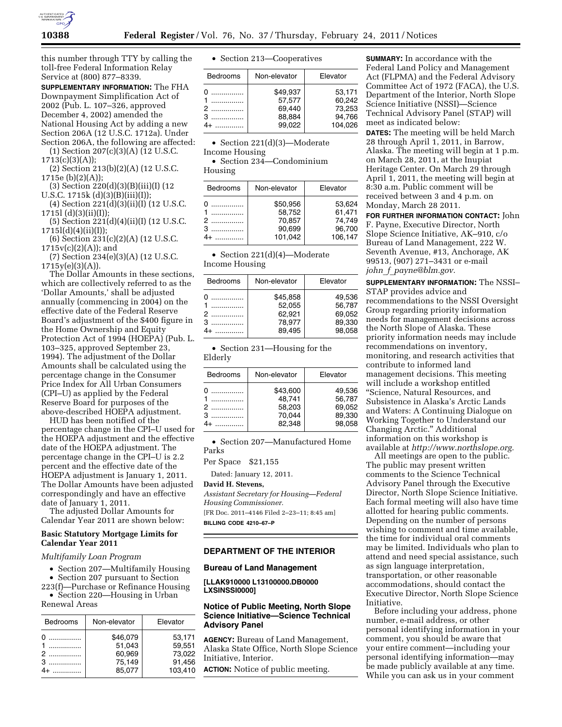this number through TTY by calling the toll-free Federal Information Relay Service at (800) 877–8339.

**SUPPLEMENTARY INFORMATION:** The FHA Downpayment Simplification Act of 2002 (Pub. L. 107–326, approved December 4, 2002) amended the National Housing Act by adding a new Section 206A (12 U.S.C. 1712a). Under Section 206A, the following are affected:

(1) Section 207(c)(3)(A) (12 U.S.C. 1713(c)(3)(A));

(2) Section 213(b)(2)(A) (12 U.S.C. 1715e (b)(2)(A));

(3) Section 220(d)(3)(B)(iii)(I) (12 U.S.C. 1715k (d)(3)(B)(iii)(I));

(4) Section 221(d)(3)(ii)(I) (12 U.S.C. 1715l (d)(3)(ii)(I));

(5) Section 221(d)(4)(ii)(I) (12 U.S.C. 1715l(d)(4)(ii)(I));

(6) Section 231(c)(2)(A) (12 U.S.C. 1715v(c)(2)(A)); and

(7) Section 234(e)(3)(A) (12 U.S.C. 1715y(e)(3)(A)).

The Dollar Amounts in these sections, which are collectively referred to as the 'Dollar Amounts,' shall be adjusted annually (commencing in 2004) on the effective date of the Federal Reserve Board's adjustment of the $400 figure in the Home Ownership and Equity Protection Act of 1994 (HOEPA) (Pub. L. 103–325, approved September 23, 1994). The adjustment of the Dollar Amounts shall be calculated using the percentage change in the Consumer Price Index for All Urban Consumers (CPI–U) as applied by the Federal Reserve Board for purposes of the above-described HOEPA adjustment.

HUD has been notified of the percentage change in the CPI–U used for the HOEPA adjustment and the effective date of the HOEPA adjustment. The percentage change in the CPI–U is 2.2 percent and the effective date of the HOEPA adjustment is January 1, 2011. The Dollar Amounts have been adjusted correspondingly and have an effective date of January 1, 2011.

The adjusted Dollar Amounts for Calendar Year 2011 are shown below:

### Basic Statutory Mortgage Limits for Calendar Year 2011

*Multifamily Loan Program*

- Section 207—Multifamily Housing
- Section 207 pursuant to Section 223(f)—Purchase or Refinance Housing
- Section 220—Housing in Urban Renewal Areas

| Bedrooms | Non-elevator | Elevator |
|---|---|---|
| 0 ................ | $46,079 | 53,171 |
| 1 ................ | 51,043 | 59,551 |
| 2 ................ | 60,969 | 73,022 |
| 3 ................ | 75,149 | 91,456 |
| 4+ .............. | 85,077 | 103,410 |

- Section 213—Cooperatives

| Bedrooms | Non-elevator | Elevator |
|---|---|---|
| 0 ................ | $49,937 | 53,171 |
| 1 ................ | 57,577 | 60,242 |
| 2 ................ | 69,440 | 73,253 |
| 3 ................ | 88,884 | 94,766 |
| 4+ .............. | 99,022 | 104,026 |

- Section 221(d)(3)—Moderate Income Housing
- Section 234—Condominium Housing

| Bedrooms | Non-elevator | Elevator |
|---|---|---|
| 0 ................ | $50,956 | 53,624 |
| 1 ................ | 58,752 | 61,471 |
| 2 ................ | 70,857 | 74,749 |
| 3 ................ | 90,699 | 96,700 |
| 4+ .............. | 101,042 | 106,147 |

- Section 221(d)(4)—Moderate Income Housing

| Bedrooms | Non-elevator | Elevator |
|---|---|---|
| 0 ................ | $45,858 | 49,536 |
| 1 ................ | 52,055 | 56,787 |
| 2 ................ | 62,921 | 69,052 |
| 3 ................ | 78,977 | 89,330 |
| 4+ .............. | 89,495 | 98,058 |

- Section 231—Housing for the Elderly

| Bedrooms | Non-elevator | Elevator |
|---|---|---|
| 0 ................ | $43,600 | 49,536 |
| 1 ................ | 48,741 | 56,787 |
| 2 ................ | 58,203 | 69,052 |
| 3 ................ | 70,044 | 89,330 |
| 4+ .............. | 82,348 | 98,058 |

- Section 207—Manufactured Home Parks

Per Space $21,155

Dated: January 12, 2011.

**David H. Stevens,**

*Assistant Secretary for Housing—Federal Housing Commissioner.*

[FR Doc. 2011–4146 Filed 2–23–11; 8:45 am]

**BILLING CODE 4210–67–P**

## DEPARTMENT OF THE INTERIOR

### Bureau of Land Management

**[LLAK910000 L13100000.DB0000 LXSINSSI0000]**

### Notice of Public Meeting, North Slope Science Initiative—Science Technical Advisory Panel

**AGENCY:** Bureau of Land Management, Alaska State Office, North Slope Science Initiative, Interior.

**ACTION:** Notice of public meeting.

**SUMMARY:** In accordance with the Federal Land Policy and Management Act (FLPMA) and the Federal Advisory Committee Act of 1972 (FACA), the U.S. Department of the Interior, North Slope Science Initiative (NSSI)—Science Technical Advisory Panel (STAP) will meet as indicated below:

**DATES:** The meeting will be held March 28 through April 1, 2011, in Barrow, Alaska. The meeting will begin at 1 p.m. on March 28, 2011, at the Inupiat Heritage Center. On March 29 through April 1, 2011, the meeting will begin at 8:30 a.m. Public comment will be received between 3 and 4 p.m. on Monday, March 28 2011.

**FOR FURTHER INFORMATION CONTACT:** John F. Payne, Executive Director, North Slope Science Initiative, AK–910, c/o Bureau of Land Management, 222 W. Seventh Avenue, #13, Anchorage, AK 99513, (907) 271–3431 or e-mail *john_f_payne@blm.gov.*

**SUPPLEMENTARY INFORMATION:** The NSSI–STAP provides advice and recommendations to the NSSI Oversight Group regarding priority information needs for management decisions across the North Slope of Alaska. These priority information needs may include recommendations on inventory, monitoring, and research activities that contribute to informed land management decisions. This meeting will include a workshop entitled "Science, Natural Resources, and Subsistence in Alaska's Arctic Lands and Waters: A Continuing Dialogue on Working Together to Understand our Changing Arctic." Additional information on this workshop is available at *http://www.northslope.org.*

All meetings are open to the public. The public may present written comments to the Science Technical Advisory Panel through the Executive Director, North Slope Science Initiative. Each formal meeting will also have time allotted for hearing public comments. Depending on the number of persons wishing to comment and time available, the time for individual oral comments may be limited. Individuals who plan to attend and need special assistance, such as sign language interpretation, transportation, or other reasonable accommodations, should contact the Executive Director, North Slope Science Initiative.

Before including your address, phone number, e-mail address, or other personal identifying information in your comment, you should be aware that your entire comment—including your personal identifying information—may be made publicly available at any time. While you can ask us in your comment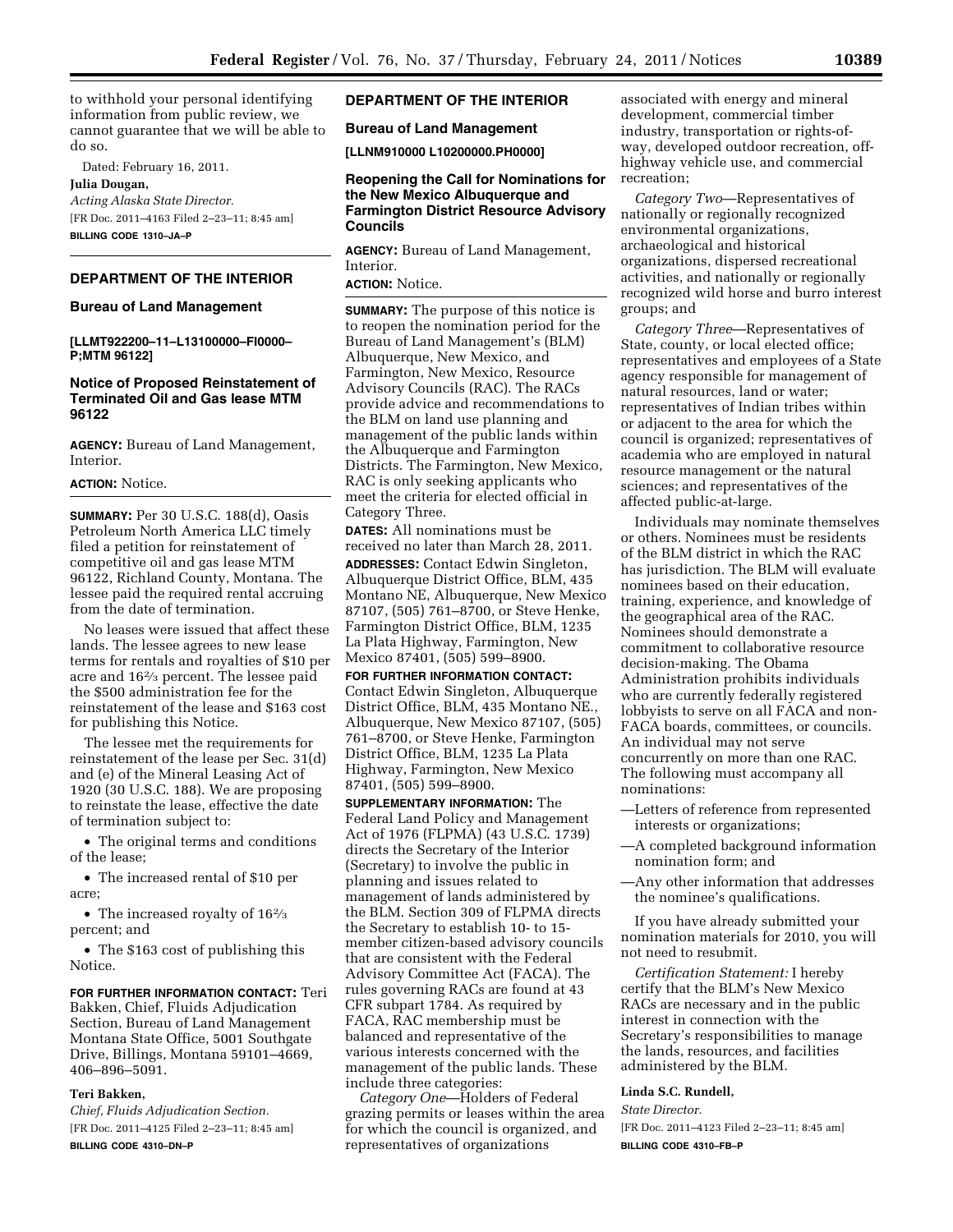to withhold your personal identifying information from public review, we cannot guarantee that we will be able to do so.

Dated: February 16, 2011.

**Julia Dougan,**

*Acting Alaska State Director.*

[FR Doc. 2011–4163 Filed 2–23–11; 8:45 am]

**BILLING CODE 1310–JA–P**

---

## DEPARTMENT OF THE INTERIOR

### Bureau of Land Management

**[LLMT922200–11–L13100000–FI0000–P;MTM 96122]**

### Notice of Proposed Reinstatement of Terminated Oil and Gas lease MTM 96122

**AGENCY:** Bureau of Land Management, Interior.

**ACTION:** Notice.

**SUMMARY:** Per 30 U.S.C. 188(d), Oasis Petroleum North America LLC timely filed a petition for reinstatement of competitive oil and gas lease MTM 96122, Richland County, Montana. The lessee paid the required rental accruing from the date of termination.

No leases were issued that affect these lands. The lessee agrees to new lease terms for rentals and royalties of $10 per acre and 16⅔ percent. The lessee paid the $500 administration fee for the reinstatement of the lease and $163 cost for publishing this Notice.

The lessee met the requirements for reinstatement of the lease per Sec. 31(d) and (e) of the Mineral Leasing Act of 1920 (30 U.S.C. 188). We are proposing to reinstate the lease, effective the date of termination subject to:

- The original terms and conditions of the lease;
- The increased rental of $10 per acre;
- The increased royalty of 16⅔ percent; and
- The $163 cost of publishing this Notice.

**FOR FURTHER INFORMATION CONTACT:** Teri Bakken, Chief, Fluids Adjudication Section, Bureau of Land Management Montana State Office, 5001 Southgate Drive, Billings, Montana 59101–4669, 406–896–5091.

**Teri Bakken,**

*Chief, Fluids Adjudication Section.*

[FR Doc. 2011–4125 Filed 2–23–11; 8:45 am]

**BILLING CODE 4310–DN–P**

---

## DEPARTMENT OF THE INTERIOR

### Bureau of Land Management

**[LLNM910000 L10200000.PH0000]**

### Reopening the Call for Nominations for the New Mexico Albuquerque and Farmington District Resource Advisory Councils

**AGENCY:** Bureau of Land Management, Interior.

**ACTION:** Notice.

**SUMMARY:** The purpose of this notice is to reopen the nomination period for the Bureau of Land Management's (BLM) Albuquerque, New Mexico, and Farmington, New Mexico, Resource Advisory Councils (RAC). The RACs provide advice and recommendations to the BLM on land use planning and management of the public lands within the Albuquerque and Farmington Districts. The Farmington, New Mexico, RAC is only seeking applicants who meet the criteria for elected official in Category Three.

**DATES:** All nominations must be received no later than March 28, 2011.

**ADDRESSES:** Contact Edwin Singleton, Albuquerque District Office, BLM, 435 Montano NE, Albuquerque, New Mexico 87107, (505) 761–8700, or Steve Henke, Farmington District Office, BLM, 1235 La Plata Highway, Farmington, New Mexico 87401, (505) 599–8900.

**FOR FURTHER INFORMATION CONTACT:** Contact Edwin Singleton, Albuquerque District Office, BLM, 435 Montano NE., Albuquerque, New Mexico 87107, (505) 761–8700, or Steve Henke, Farmington District Office, BLM, 1235 La Plata Highway, Farmington, New Mexico 87401, (505) 599–8900.

**SUPPLEMENTARY INFORMATION:** The Federal Land Policy and Management Act of 1976 (FLPMA) (43 U.S.C. 1739) directs the Secretary of the Interior (Secretary) to involve the public in planning and issues related to management of lands administered by the BLM. Section 309 of FLPMA directs the Secretary to establish 10- to 15-member citizen-based advisory councils that are consistent with the Federal Advisory Committee Act (FACA). The rules governing RACs are found at 43 CFR subpart 1784. As required by FACA, RAC membership must be balanced and representative of the various interests concerned with the management of the public lands. These include three categories:

*Category One*—Holders of Federal grazing permits or leases within the area for which the council is organized, and representatives of organizations associated with energy and mineral development, commercial timber industry, transportation or rights-of-way, developed outdoor recreation, off-highway vehicle use, and commercial recreation;

*Category Two*—Representatives of nationally or regionally recognized environmental organizations, archaeological and historical organizations, dispersed recreational activities, and nationally or regionally recognized wild horse and burro interest groups; and

*Category Three*—Representatives of State, county, or local elected office; representatives and employees of a State agency responsible for management of natural resources, land or water; representatives of Indian tribes within or adjacent to the area for which the council is organized; representatives of academia who are employed in natural resource management or the natural sciences; and representatives of the affected public-at-large.

Individuals may nominate themselves or others. Nominees must be residents of the BLM district in which the RAC has jurisdiction. The BLM will evaluate nominees based on their education, training, experience, and knowledge of the geographical area of the RAC. Nominees should demonstrate a commitment to collaborative resource decision-making. The Obama Administration prohibits individuals who are currently federally registered lobbyists to serve on all FACA and non-FACA boards, committees, or councils. An individual may not serve concurrently on more than one RAC. The following must accompany all nominations:

—Letters of reference from represented interests or organizations;

—A completed background information nomination form; and

—Any other information that addresses the nominee's qualifications.

If you have already submitted your nomination materials for 2010, you will not need to resubmit.

*Certification Statement:* I hereby certify that the BLM's New Mexico RACs are necessary and in the public interest in connection with the Secretary's responsibilities to manage the lands, resources, and facilities administered by the BLM.

**Linda S.C. Rundell,**

*State Director.*

[FR Doc. 2011–4123 Filed 2–23–11; 8:45 am]

**BILLING CODE 4310–FB–P**